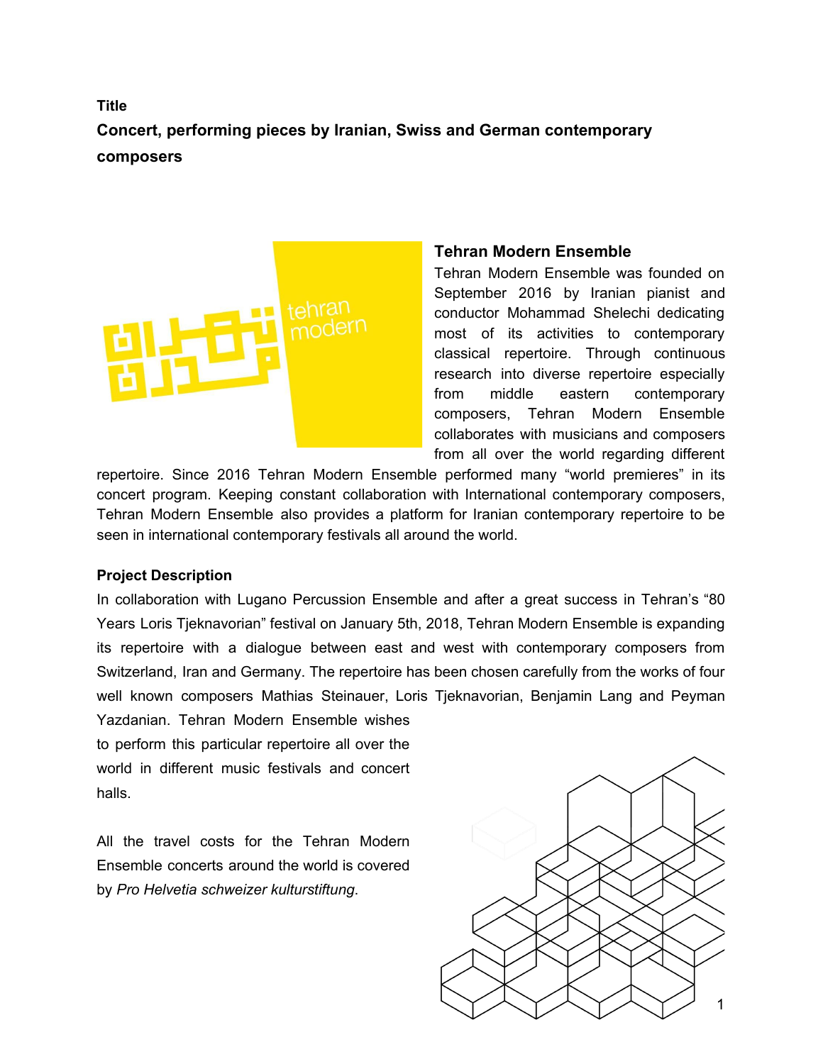**Title**

# Concert, performing pieces by Iranian, Swiss and German contemporary composers

## Tehran Modern Ensemble

Tehran Modern Ensemble was founded on September 2016 by Iranian pianist and conductor Mohammad Shelechi dedicating most of its activities to contemporary classical repertoire. Through continuous research into diverse repertoire especially from middle eastern contemporary composers, Tehran Modern Ensemble collaborates with musicians and composers from all over the world regarding different repertoire. Since 2016 Tehran Modern Ensemble performed many "world premieres" in its concert program. Keeping constant collaboration with International contemporary composers, Tehran Modern Ensemble also provides a platform for Iranian contemporary repertoire to be seen in international contemporary festivals all around the world.

## Project Description

In collaboration with Lugano Percussion Ensemble and after a great success in Tehran's "80 Years Loris Tjeknavorian" festival on January 5th, 2018, Tehran Modern Ensemble is expanding its repertoire with a dialogue between east and west with contemporary composers from Switzerland, Iran and Germany. The repertoire has been chosen carefully from the works of four well known composers Mathias Steinauer, Loris Tjeknavorian, Benjamin Lang and Peyman Yazdanian. Tehran Modern Ensemble wishes to perform this particular repertoire all over the world in different music festivals and concert halls.

All the travel costs for the Tehran Modern Ensemble concerts around the world is covered by *Pro Helvetia schweizer kulturstiftung*.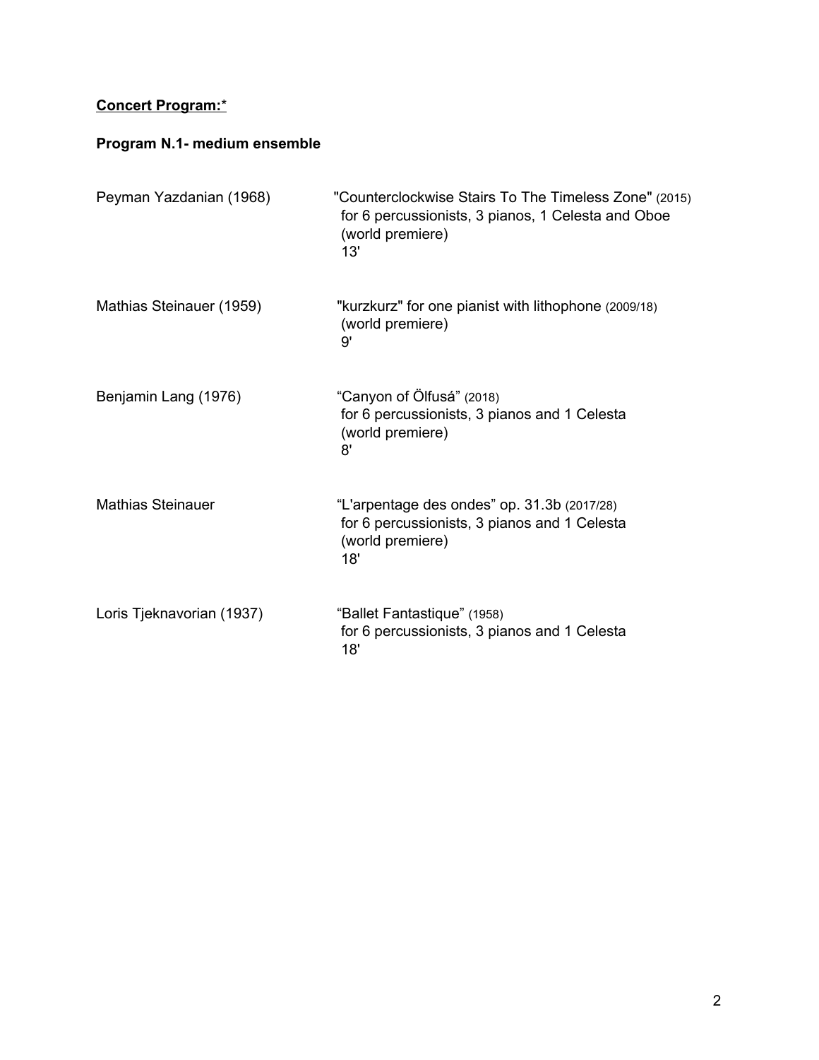**Concert Program:***

**Program N.1- medium ensemble**

Peyman Yazdanian (1968)

"Counterclockwise Stairs To The Timeless Zone" (2015)
for 6 percussionists, 3 pianos, 1 Celesta and Oboe
(world premiere)
13'

Mathias Steinauer (1959)

"kurzkurz" for one pianist with lithophone (2009/18)
(world premiere)
9'

Benjamin Lang (1976)

"Canyon of Ölfusá" (2018)
for 6 percussionists, 3 pianos and 1 Celesta
(world premiere)
8'

Mathias Steinauer

"L'arpentage des ondes" op. 31.3b (2017/28)
for 6 percussionists, 3 pianos and 1 Celesta
(world premiere)
18'

Loris Tjeknavorian (1937)

"Ballet Fantastique" (1958)
for 6 percussionists, 3 pianos and 1 Celesta
18'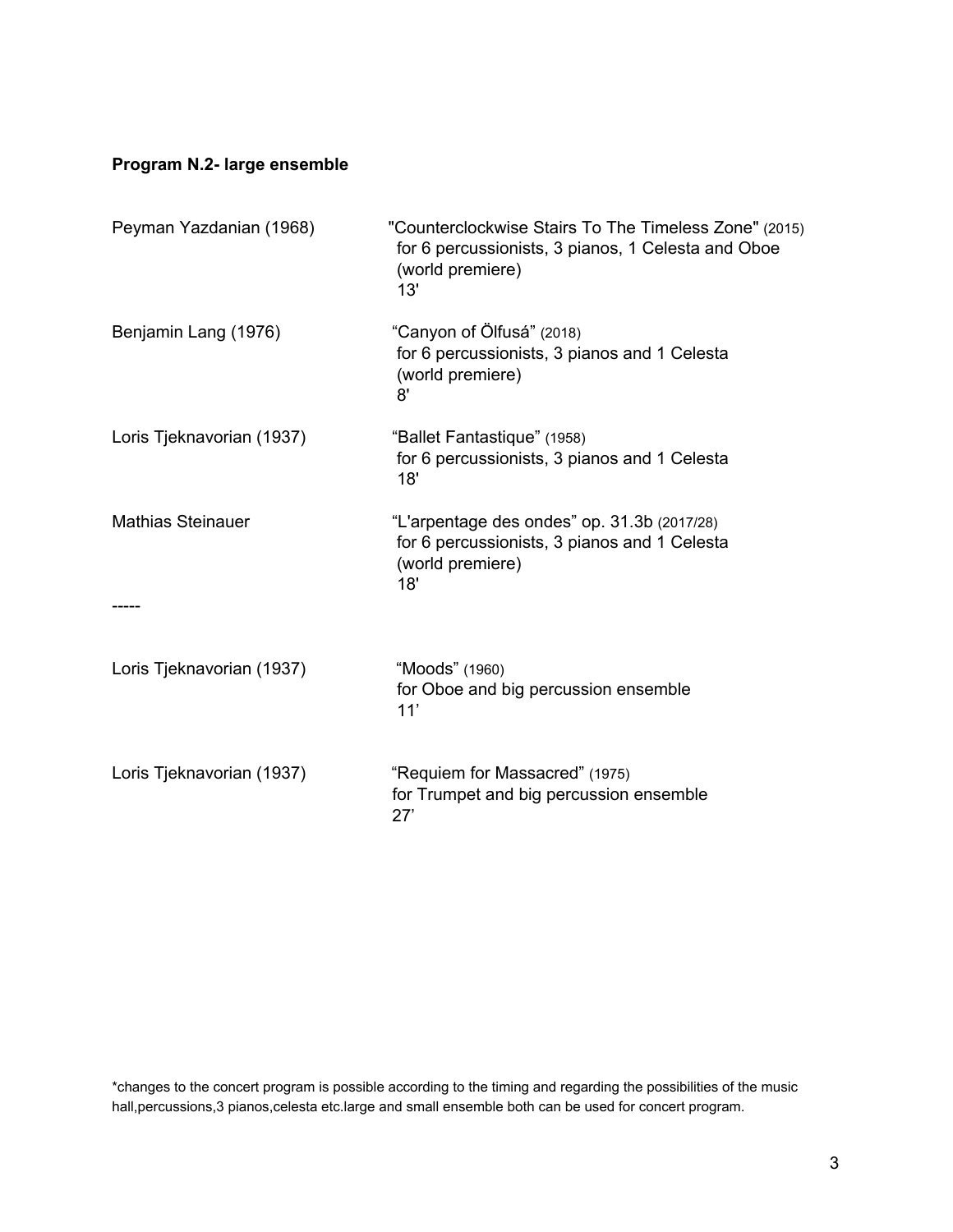**Program N.2- large ensemble**

| | |
|---|---|
| Peyman Yazdanian (1968) | "Counterclockwise Stairs To The Timeless Zone" (2015)<br>for 6 percussionists, 3 pianos, 1 Celesta and Oboe<br>(world premiere)<br>13' |
| Benjamin Lang (1976) | "Canyon of Ölfusá" (2018)<br>for 6 percussionists, 3 pianos and 1 Celesta<br>(world premiere)<br>8' |
| Loris Tjeknavorian (1937) | "Ballet Fantastique" (1958)<br>for 6 percussionists, 3 pianos and 1 Celesta<br>18' |
| Mathias Steinauer | "L'arpentage des ondes" op. 31.3b (2017/28)<br>for 6 percussionists, 3 pianos and 1 Celesta<br>(world premiere)<br>18' |

-----

| | |
|---|---|
| Loris Tjeknavorian (1937) | "Moods" (1960)<br>for Oboe and big percussion ensemble<br>11' |
| Loris Tjeknavorian (1937) | "Requiem for Massacred" (1975)<br>for Trumpet and big percussion ensemble<br>27' |

*changes to the concert program is possible according to the timing and regarding the possibilities of the music hall,percussions,3 pianos,celesta etc.large and small ensemble both can be used for concert program.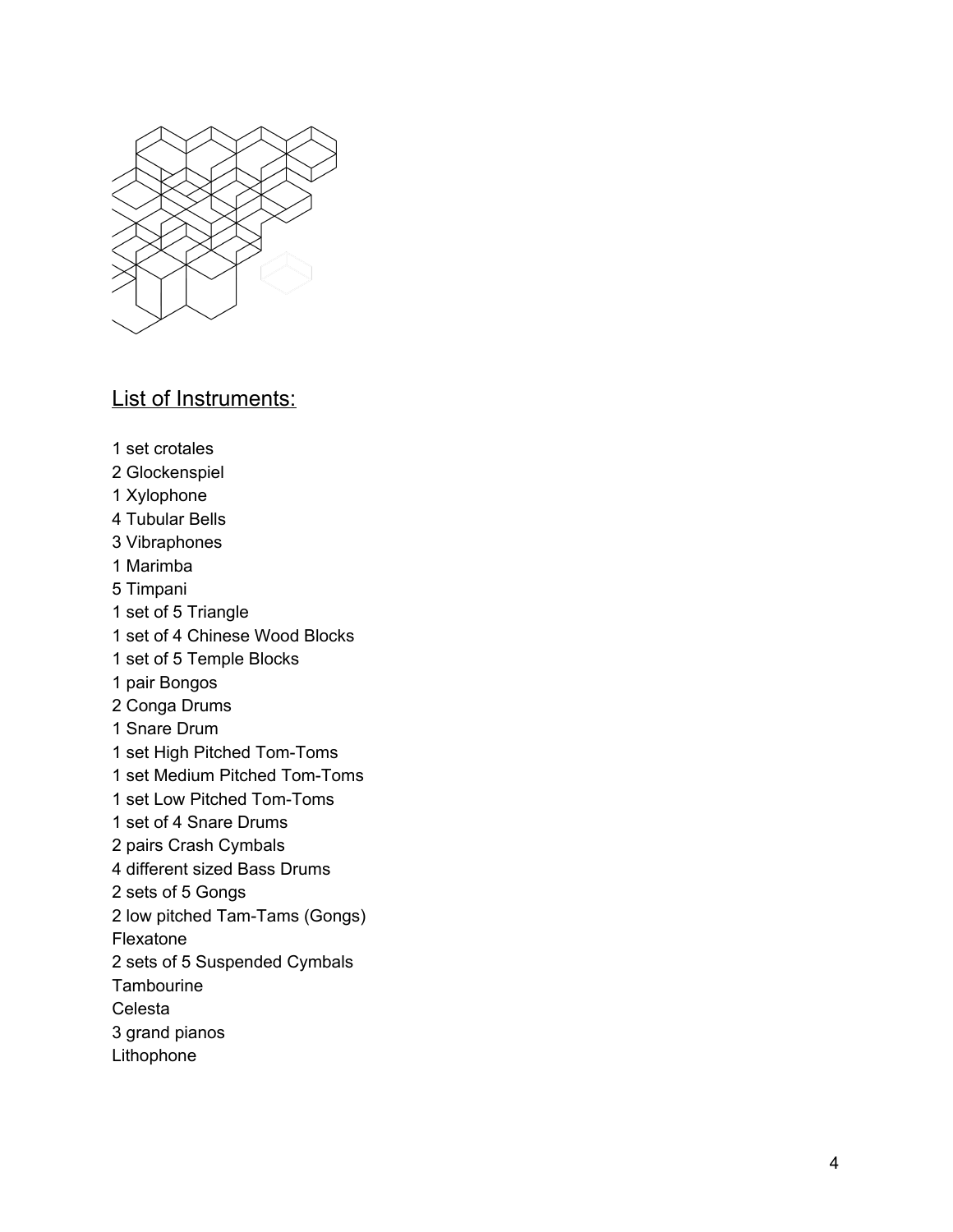## List of Instruments:

1 set crotales
2 Glockenspiel
1 Xylophone
4 Tubular Bells
3 Vibraphones
1 Marimba
5 Timpani
1 set of 5 Triangle
1 set of 4 Chinese Wood Blocks
1 set of 5 Temple Blocks
1 pair Bongos
2 Conga Drums
1 Snare Drum
1 set High Pitched Tom-Toms
1 set Medium Pitched Tom-Toms
1 set Low Pitched Tom-Toms
1 set of 4 Snare Drums
2 pairs Crash Cymbals
4 different sized Bass Drums
2 sets of 5 Gongs
2 low pitched Tam-Tams (Gongs)
Flexatone
2 sets of 5 Suspended Cymbals
Tambourine
Celesta
3 grand pianos
Lithophone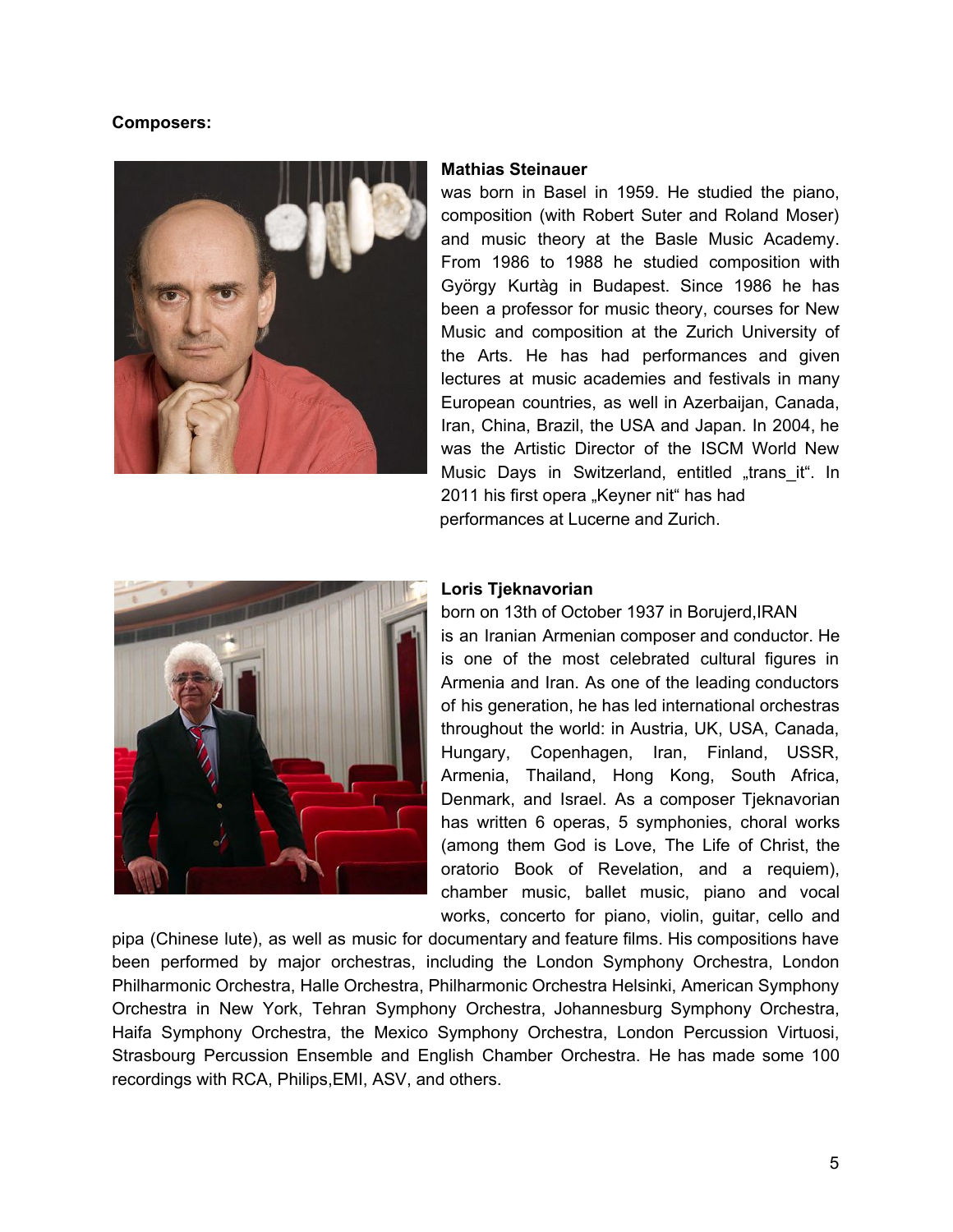**Composers:**

**Mathias Steinauer**

was born in Basel in 1959. He studied the piano, composition (with Robert Suter and Roland Moser) and music theory at the Basle Music Academy. From 1986 to 1988 he studied composition with György Kurtàg in Budapest. Since 1986 he has been a professor for music theory, courses for New Music and composition at the Zurich University of the Arts. He has had performances and given lectures at music academies and festivals in many European countries, as well in Azerbaijan, Canada, Iran, China, Brazil, the USA and Japan. In 2004, he was the Artistic Director of the ISCM World New Music Days in Switzerland, entitled „trans_it". In 2011 his first opera „Keyner nit" has had performances at Lucerne and Zurich.

**Loris Tjeknavorian**

born on 13th of October 1937 in Borujerd,IRAN is an Iranian Armenian composer and conductor. He is one of the most celebrated cultural figures in Armenia and Iran. As one of the leading conductors of his generation, he has led international orchestras throughout the world: in Austria, UK, USA, Canada, Hungary, Copenhagen, Iran, Finland, USSR, Armenia, Thailand, Hong Kong, South Africa, Denmark, and Israel. As a composer Tjeknavorian has written 6 operas, 5 symphonies, choral works (among them God is Love, The Life of Christ, the oratorio Book of Revelation, and a requiem), chamber music, ballet music, piano and vocal works, concerto for piano, violin, guitar, cello and pipa (Chinese lute), as well as music for documentary and feature films. His compositions have been performed by major orchestras, including the London Symphony Orchestra, London Philharmonic Orchestra, Halle Orchestra, Philharmonic Orchestra Helsinki, American Symphony Orchestra in New York, Tehran Symphony Orchestra, Johannesburg Symphony Orchestra, Haifa Symphony Orchestra, the Mexico Symphony Orchestra, London Percussion Virtuosi, Strasbourg Percussion Ensemble and English Chamber Orchestra. He has made some 100 recordings with RCA, Philips,EMI, ASV, and others.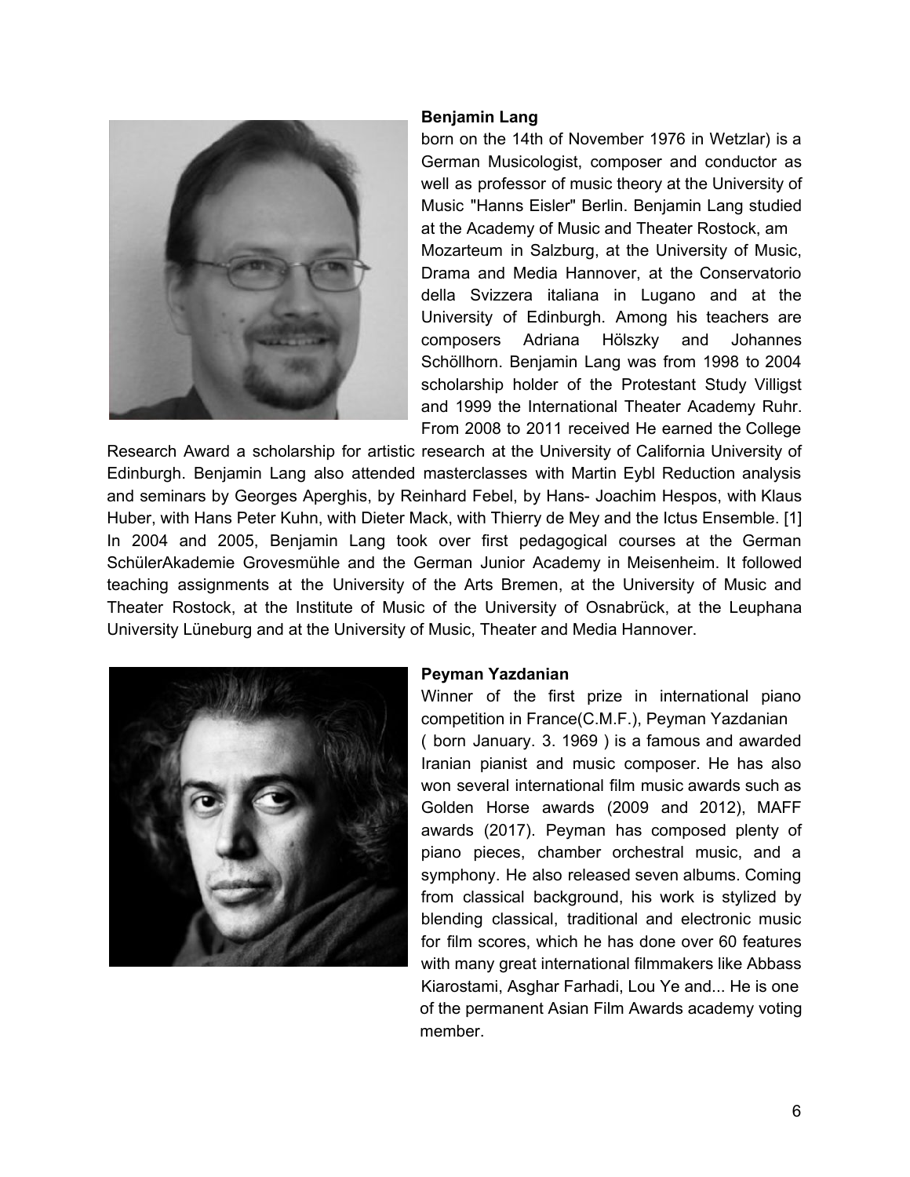**Benjamin Lang**

born on the 14th of November 1976 in Wetzlar) is a German Musicologist, composer and conductor as well as professor of music theory at the University of Music "Hanns Eisler" Berlin. Benjamin Lang studied at the Academy of Music and Theater Rostock, am Mozarteum in Salzburg, at the University of Music, Drama and Media Hannover, at the Conservatorio della Svizzera italiana in Lugano and at the University of Edinburgh. Among his teachers are composers Adriana Hölszky and Johannes Schöllhorn. Benjamin Lang was from 1998 to 2004 scholarship holder of the Protestant Study Villigst and 1999 the International Theater Academy Ruhr. From 2008 to 2011 received He earned the College Research Award a scholarship for artistic research at the University of California University of Edinburgh. Benjamin Lang also attended masterclasses with Martin Eybl Reduction analysis and seminars by Georges Aperghis, by Reinhard Febel, by Hans- Joachim Hespos, with Klaus Huber, with Hans Peter Kuhn, with Dieter Mack, with Thierry de Mey and the Ictus Ensemble. [1] In 2004 and 2005, Benjamin Lang took over first pedagogical courses at the German SchülerAkademie Grovesmühle and the German Junior Academy in Meisenheim. It followed teaching assignments at the University of the Arts Bremen, at the University of Music and Theater Rostock, at the Institute of Music of the University of Osnabrück, at the Leuphana University Lüneburg and at the University of Music, Theater and Media Hannover.

**Peyman Yazdanian**

Winner of the first prize in international piano competition in France(C.M.F.), Peyman Yazdanian ( born January. 3. 1969 ) is a famous and awarded Iranian pianist and music composer. He has also won several international film music awards such as Golden Horse awards (2009 and 2012), MAFF awards (2017). Peyman has composed plenty of piano pieces, chamber orchestral music, and a symphony. He also released seven albums. Coming from classical background, his work is stylized by blending classical, traditional and electronic music for film scores, which he has done over 60 features with many great international filmmakers like Abbass Kiarostami, Asghar Farhadi, Lou Ye and... He is one of the permanent Asian Film Awards academy voting member.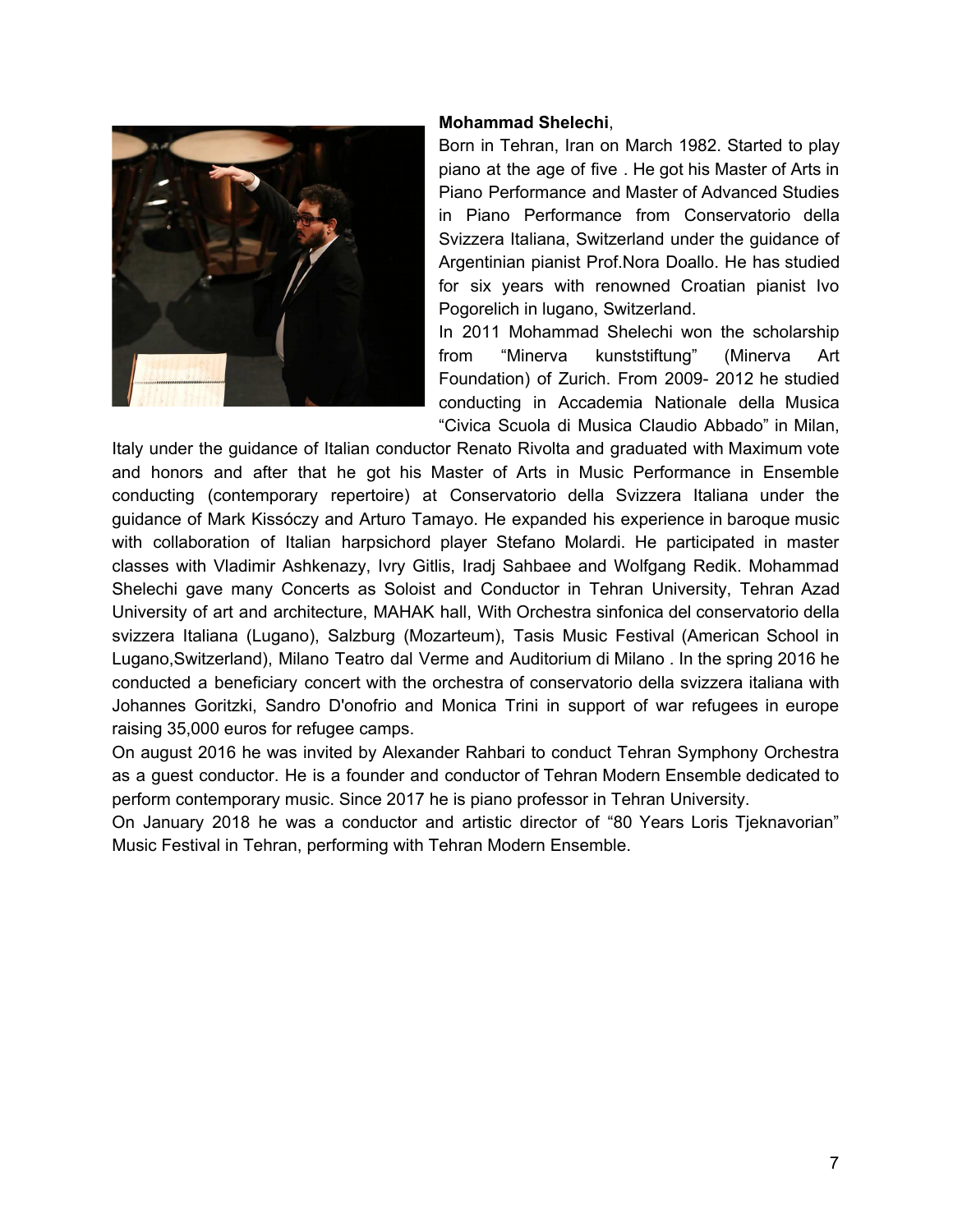**Mohammad Shelechi**,

Born in Tehran, Iran on March 1982. Started to play piano at the age of five . He got his Master of Arts in Piano Performance and Master of Advanced Studies in Piano Performance from Conservatorio della Svizzera Italiana, Switzerland under the guidance of Argentinian pianist Prof.Nora Doallo. He has studied for six years with renowned Croatian pianist Ivo Pogorelich in lugano, Switzerland.

In 2011 Mohammad Shelechi won the scholarship from "Minerva kunststiftung" (Minerva Art Foundation) of Zurich. From 2009- 2012 he studied conducting in Accademia Nationale della Musica "Civica Scuola di Musica Claudio Abbado" in Milan, Italy under the guidance of Italian conductor Renato Rivolta and graduated with Maximum vote and honors and after that he got his Master of Arts in Music Performance in Ensemble conducting (contemporary repertoire) at Conservatorio della Svizzera Italiana under the guidance of Mark Kissóczy and Arturo Tamayo. He expanded his experience in baroque music with collaboration of Italian harpsichord player Stefano Molardi. He participated in master classes with Vladimir Ashkenazy, Ivry Gitlis, Iradj Sahbaee and Wolfgang Redik. Mohammad Shelechi gave many Concerts as Soloist and Conductor in Tehran University, Tehran Azad University of art and architecture, MAHAK hall, With Orchestra sinfonica del conservatorio della svizzera Italiana (Lugano), Salzburg (Mozarteum), Tasis Music Festival (American School in Lugano,Switzerland), Milano Teatro dal Verme and Auditorium di Milano . In the spring 2016 he conducted a beneficiary concert with the orchestra of conservatorio della svizzera italiana with Johannes Goritzki, Sandro D'onofrio and Monica Trini in support of war refugees in europe raising 35,000 euros for refugee camps.

On august 2016 he was invited by Alexander Rahbari to conduct Tehran Symphony Orchestra as a guest conductor. He is a founder and conductor of Tehran Modern Ensemble dedicated to perform contemporary music. Since 2017 he is piano professor in Tehran University.

On January 2018 he was a conductor and artistic director of "80 Years Loris Tjeknavorian" Music Festival in Tehran, performing with Tehran Modern Ensemble.